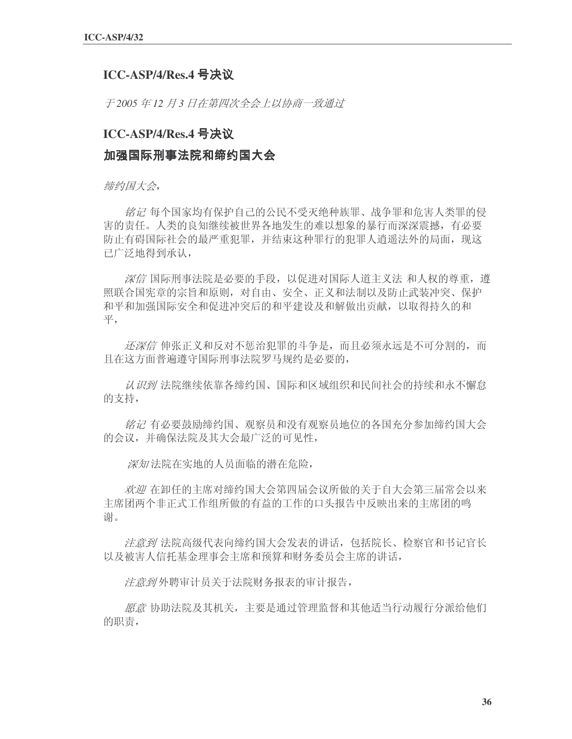## ICC-ASP/4/Res.4 号决议

*于 2005 年 12 月 3 日在第四次全会上以协商一致通过*

## ICC-ASP/4/Res.4 号决议

## 加强国际刑事法院和缔约国大会

*缔约国大会*，

*铭记* 每个国家均有保护自己的公民不受灭绝种族罪、战争罪和危害人类罪的侵害的责任。人类的良知继续被世界各地发生的难以想象的暴行而深深震撼，有必要防止有碍国际社会的最严重犯罪，并结束这种罪行的犯罪人逍遥法外的局面，现这已广泛地得到承认，

*深信* 国际刑事法院是必要的手段，以促进对国际人道主义法 和人权的尊重，遵照联合国宪章的宗旨和原则，对自由、安全、正义和法制以及防止武装冲突、保护和平和加强国际安全和促进冲突后的和平建设及和解做出贡献，以取得持久的和平，

*还深信* 伸张正义和反对不惩治犯罪的斗争是，而且必须永远是不可分割的，而且在这方面普遍遵守国际刑事法院罗马规约是必要的，

*认识到* 法院继续依靠各缔约国、国际和区域组织和民间社会的持续和永不懈怠的支持，

*铭记* 有必要鼓励缔约国、观察员和没有观察员地位的各国充分参加缔约国大会的会议，并确保法院及其大会最广泛的可见性，

*深知*法院在实地的人员面临的潜在危险，

*欢迎* 在卸任的主席对缔约国大会第四届会议所做的关于自大会第三届常会以来主席团两个非正式工作组所做的有益的工作的口头报告中反映出来的主席团的鸣谢。

*注意到* 法院高级代表向缔约国大会发表的讲话，包括院长、检察官和书记官长以及被害人信托基金理事会主席和预算和财务委员会主席的讲话，

*注意到*外聘审计员关于法院财务报表的审计报告，

*愿意* 协助法院及其机关，主要是通过管理监督和其他适当行动履行分派给他们的职责，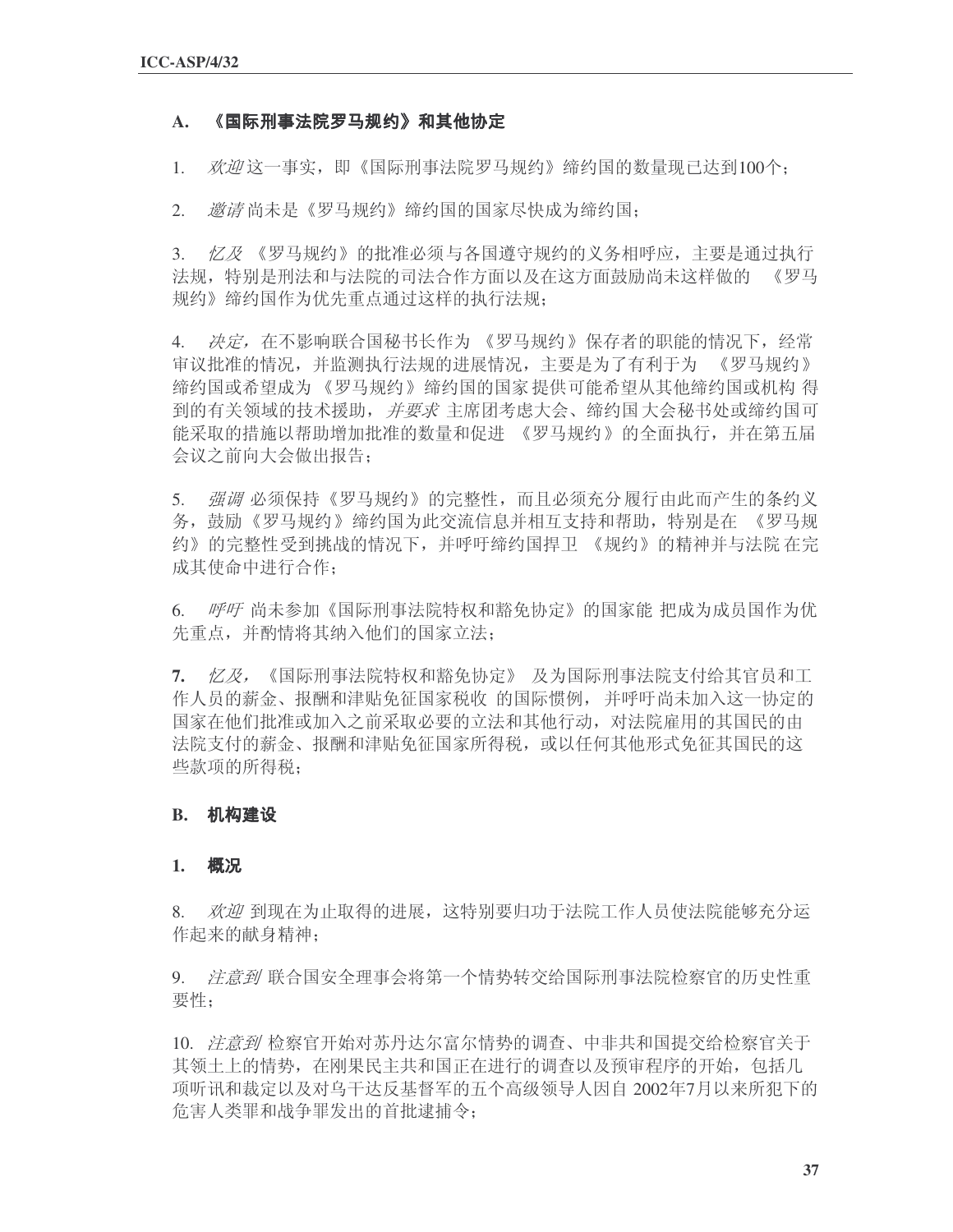## A. 《国际刑事法院罗马规约》和其他协定

1. *欢迎* 这一事实，即《国际刑事法院罗马规约》缔约国的数量现已达到100个；

2. *邀请* 尚未是《罗马规约》缔约国的国家尽快成为缔约国；

3. *忆及* 《罗马规约》的批准必须与各国遵守规约的义务相呼应，主要是通过执行法规，特别是刑法和与法院的司法合作方面以及在这方面鼓励尚未这样做的 《罗马规约》缔约国作为优先重点通过这样的执行法规；

4. *决定，* 在不影响联合国秘书长作为 《罗马规约》保存者的职能的情况下，经常审议批准的情况，并监测执行法规的进展情况，主要是为了有利于为 《罗马规约》缔约国或希望成为 《罗马规约》缔约国的国家 提供可能希望从其他缔约国或机构 得到的有关领域的技术援助，*并要求* 主席团考虑大会、缔约国大会秘书处或缔约国可能采取的措施以帮助增加批准的数量和促进 《罗马规约》的全面执行，并在第五届会议之前向大会做出报告；

5. *强调* 必须保持《罗马规约》的完整性，而且必须充分履行由此而产生的条约义务，鼓励《罗马规约》缔约国为此交流信息并相互支持和帮助，特别是在 《罗马规约》的完整性受到挑战的情况下，并呼吁缔约国捍卫 《规约》的精神并与法院 在完成其使命中进行合作；

6. *呼吁* 尚未参加《国际刑事法院特权和豁免协定》的国家能 把成为成员国作为优先重点，并酌情将其纳入他们的国家立法；

**7.** *忆及，*《国际刑事法院特权和豁免协定》 及为国际刑事法院支付给其官员和工作人员的薪金、报酬和津贴免征国家税收 的国际惯例， 并呼吁尚未加入这一协定的国家在他们批准或加入之前采取必要的立法和其他行动，对法院雇用的其国民的由法院支付的薪金、报酬和津贴免征国家所得税，或以任何其他形式免征其国民的这些款项的所得税；

## B. 机构建设

### 1. 概况

8. *欢迎* 到现在为止取得的进展，这特别要归功于法院工作人员使法院能够充分运作起来的献身精神；

9. *注意到* 联合国安全理事会将第一个情势转交给国际刑事法院检察官的历史性重要性；

10. *注意到* 检察官开始对苏丹达尔富尔情势的调查、中非共和国提交给检察官关于其领土上的情势，在刚果民主共和国正在进行的调查以及预审程序的开始，包括几项听讯和裁定以及对乌干达反基督军的五个高级领导人因自 2002年7月以来所犯下的危害人类罪和战争罪发出的首批逮捕令；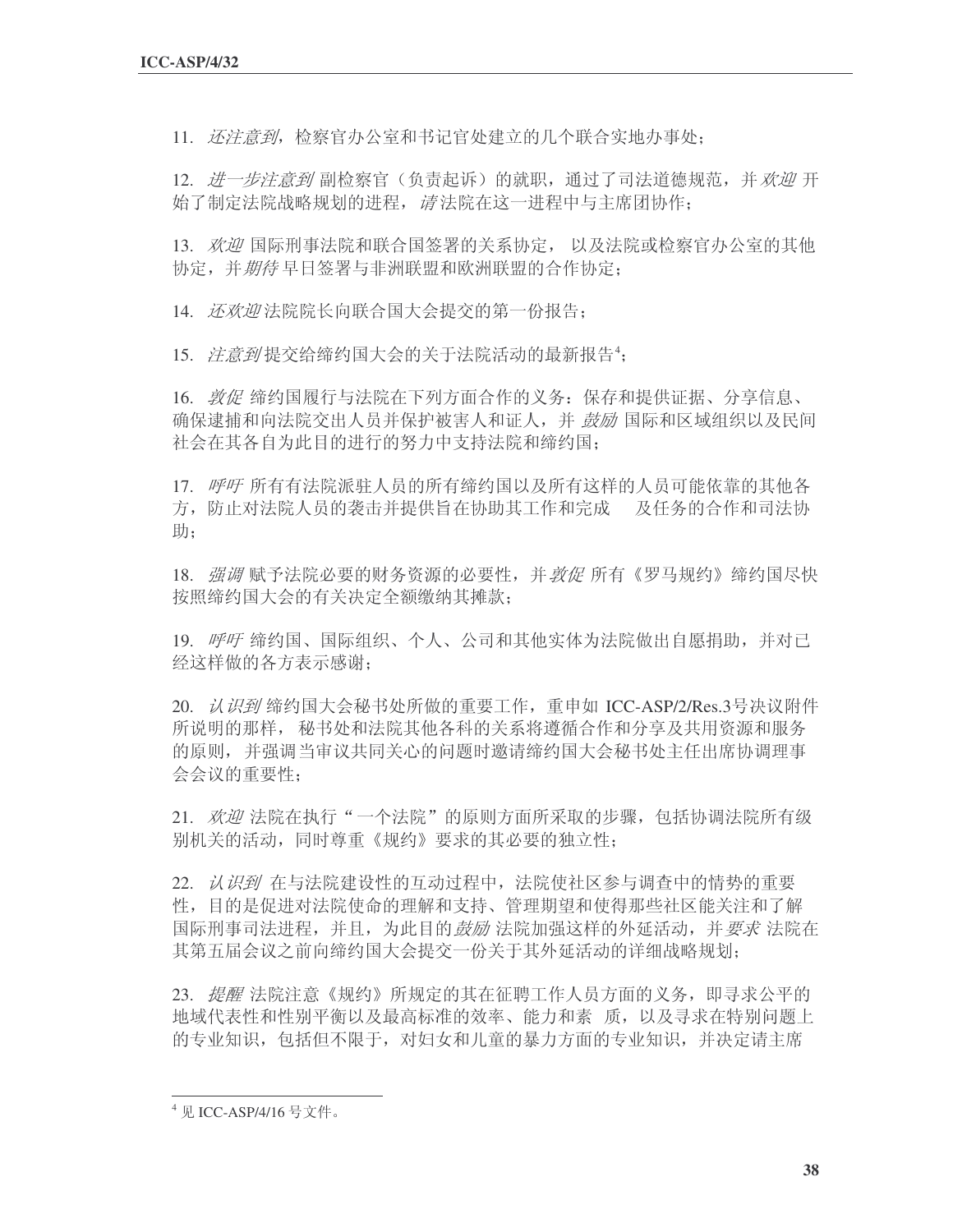11. *还注意到*，检察官办公室和书记官处建立的几个联合实地办事处；

12. *进一步注意到* 副检察官（负责起诉）的就职，通过了司法道德规范，并 *欢迎* 开始了制定法院战略规划的进程，*请* 法院在这一进程中与主席团协作；

13. *欢迎* 国际刑事法院和联合国签署的关系协定， 以及法院或检察官办公室的其他协定，并 *期待* 早日签署与非洲联盟和欧洲联盟的合作协定；

14. *还欢迎* 法院院长向联合国大会提交的第一份报告；

15. *注意到* 提交给缔约国大会的关于法院活动的最新报告[4]；

16. *敦促* 缔约国履行与法院在下列方面合作的义务：保存和提供证据、分享信息、确保逮捕和向法院交出人员并保护被害人和证人，并 *鼓励* 国际和区域组织以及民间社会在其各自为此目的进行的努力中支持法院和缔约国；

17. *呼吁* 所有有法院派驻人员的所有缔约国以及所有这样的人员可能依靠的其他各方，防止对法院人员的袭击并提供旨在协助其工作和完成　 及任务的合作和司法协助；

18. *强调* 赋予法院必要的财务资源的必要性，并 *敦促* 所有《罗马规约》缔约国尽快按照缔约国大会的有关决定全额缴纳其摊款；

19. *呼吁* 缔约国、国际组织、个人、公司和其他实体为法院做出自愿捐助，并对已经这样做的各方表示感谢；

20. *认识到* 缔约国大会秘书处所做的重要工作，重申如 ICC-ASP/2/Res.3号决议附件所说明的那样， 秘书处和法院其他各科的关系将遵循合作和分享及共用资源和服务的原则， 并强调当审议共同关心的问题时邀请缔约国大会秘书处主任出席协调理事会会议的重要性；

21. *欢迎* 法院在执行“一个法院”的原则方面所采取的步骤，包括协调法院所有级别机关的活动，同时尊重《规约》要求的其必要的独立性；

22. *认识到* 在与法院建设性的互动过程中，法院使社区参与调查中的情势的重要性， 目的是促进对法院使命的理解和支持、管理期望和使得那些社区能关注和了解国际刑事司法进程，并且，为此目的 *鼓励* 法院加强这样的外延活动，并 *要求* 法院在其第五届会议之前向缔约国大会提交一份关于其外延活动的详细战略规划；

23. *提醒* 法院注意《规约》所规定的其在征聘工作人员方面的义务，即寻求公平的地域代表性和性别平衡以及最高标准的效率、能力和素　质，以及寻求在特别问题上的专业知识，包括但不限于，对妇女和儿童的暴力方面的专业知识，并决定请主席

---

[4] 见 ICC-ASP/4/16 号文件。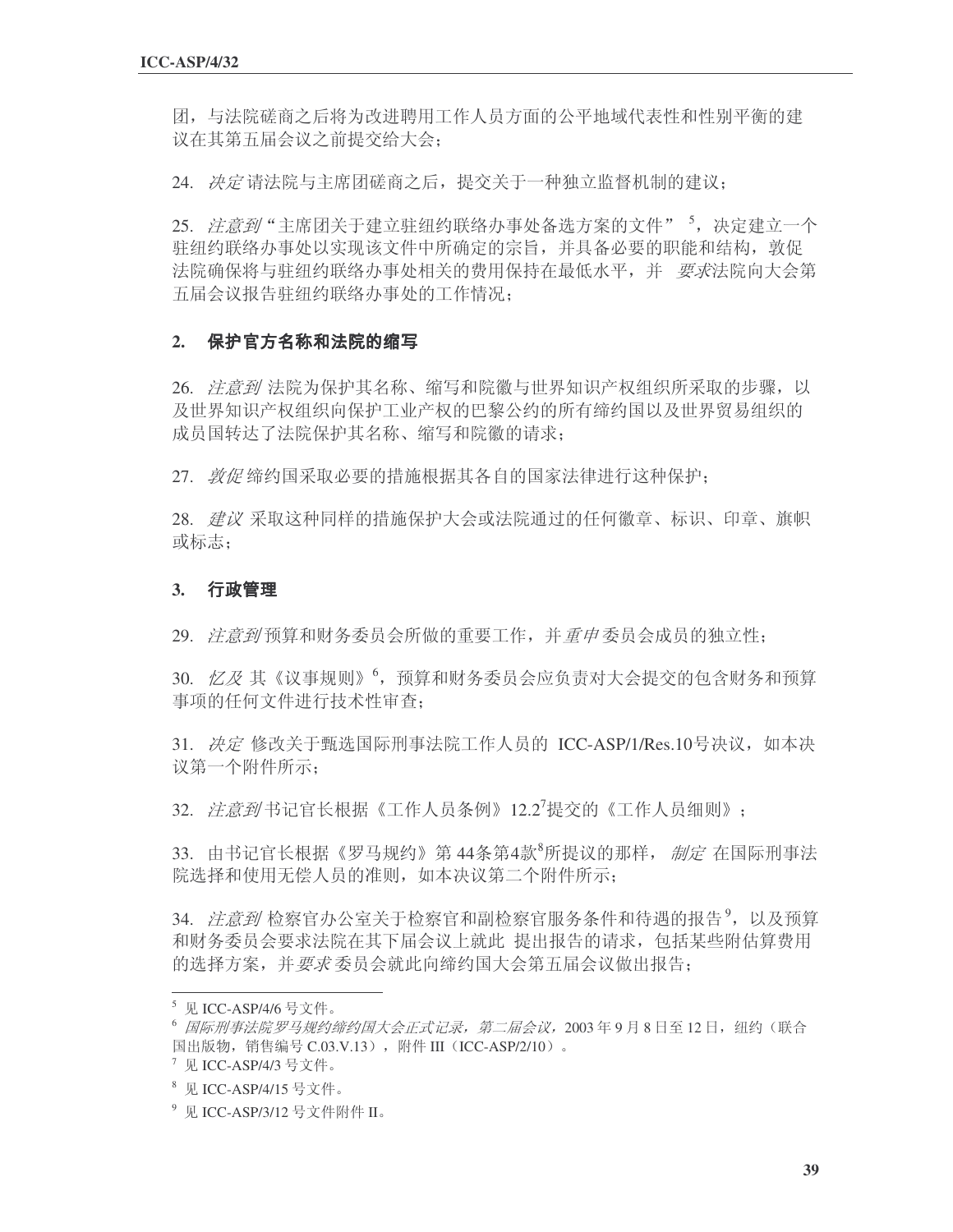团，与法院磋商之后将为改进聘用工作人员方面的公平地域代表性和性别平衡的建议在其第五届会议之前提交给大会；

24. *决定* 请法院与主席团磋商之后，提交关于一种独立监督机制的建议；

25. *注意到*“主席团关于建立驻纽约联络办事处备选方案的文件”[5]，决定建立一个驻纽约联络办事处以实现该文件中所确定的宗旨，并具备必要的职能和结构，敦促法院确保将与驻纽约联络办事处相关的费用保持在最低水平，并 *要求*法院向大会第五届会议报告驻纽约联络办事处的工作情况；

## 2. 保护官方名称和法院的缩写

26. *注意到* 法院为保护其名称、缩写和院徽与世界知识产权组织所采取的步骤，以及世界知识产权组织向保护工业产权的巴黎公约的所有缔约国以及世界贸易组织的成员国转达了法院保护其名称、缩写和院徽的请求；

27. *敦促* 缔约国采取必要的措施根据其各自的国家法律进行这种保护；

28. *建议* 采取这种同样的措施保护大会或法院通过的任何徽章、标识、印章、旗帜或标志；

## 3. 行政管理

29. *注意到* 预算和财务委员会所做的重要工作，并 *重申* 委员会成员的独立性；

30. *忆及* 其《议事规则》[6]，预算和财务委员会应负责对大会提交的包含财务和预算事项的任何文件进行技术性审查；

31. *决定* 修改关于甄选国际刑事法院工作人员的 ICC-ASP/1/Res.10号决议，如本决议第一个附件所示；

32. *注意到* 书记官长根据《工作人员条例》12.2[7]提交的《工作人员细则》；

33. 由书记官长根据《罗马规约》第 44条第4款[8]所提议的那样，*制定* 在国际刑事法院选择和使用无偿人员的准则，如本决议第二个附件所示；

34. *注意到* 检察官办公室关于检察官和副检察官服务条件和待遇的报告[9]，以及预算和财务委员会要求法院在其下届会议上就此 提出报告的请求，包括某些附估算费用的选择方案，并*要求* 委员会就此向缔约国大会第五届会议做出报告；

---

[5] 见 ICC-ASP/4/6 号文件。

[6] *国际刑事法院罗马规约缔约国大会正式记录，第二届会议*，2003 年 9 月 8 日至 12 日，纽约（联合国出版物，销售编号 C.03.V.13），附件 III（ICC-ASP/2/10）。

[7] 见 ICC-ASP/4/3 号文件。

[8] 见 ICC-ASP/4/15 号文件。

[9] 见 ICC-ASP/3/12 号文件附件 II。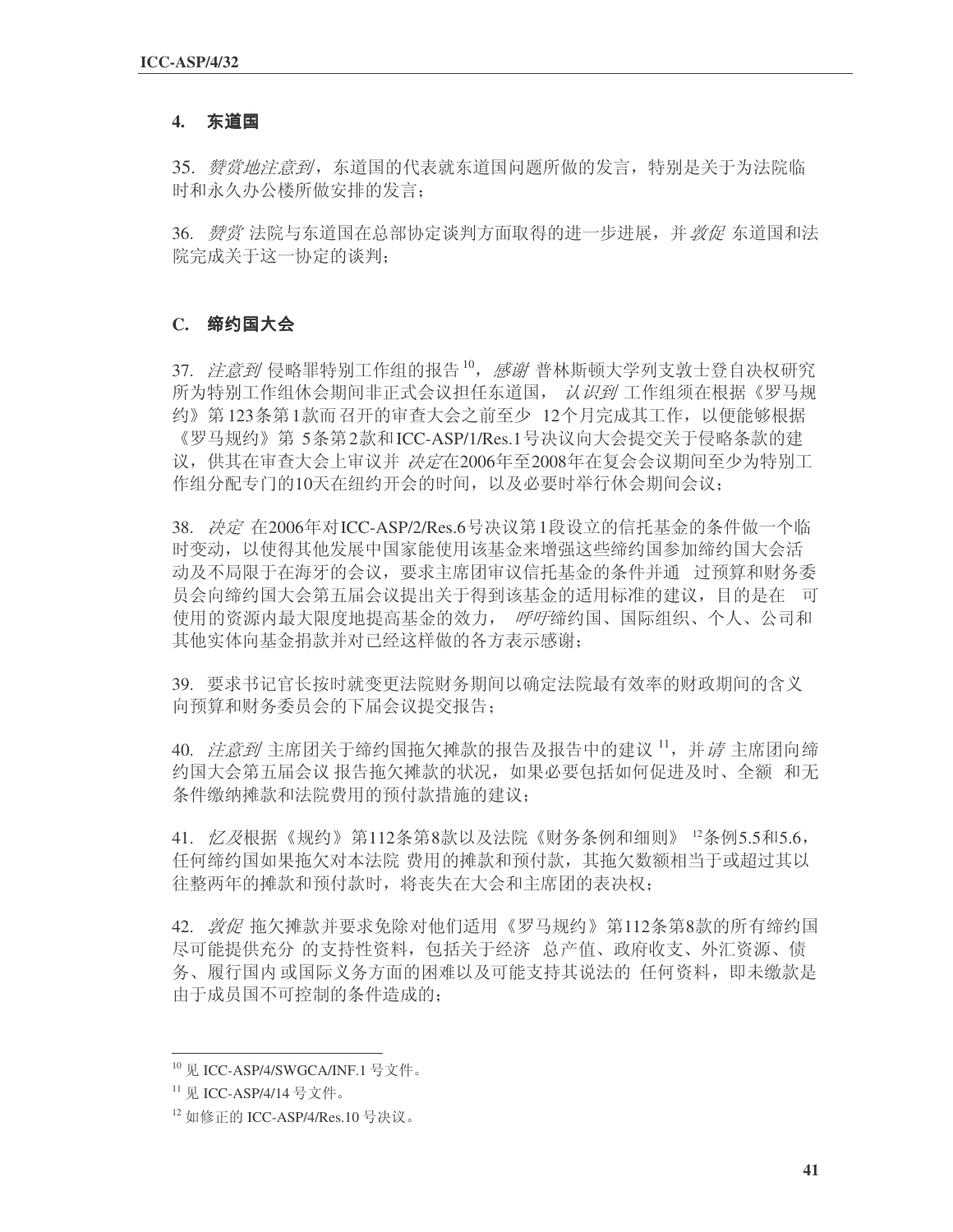### 4. 东道国

35. *赞赏地注意到*，东道国的代表就东道国问题所做的发言，特别是关于为法院临时和永久办公楼所做安排的发言；

36. *赞赏* 法院与东道国在总部协定谈判方面取得的进一步进展，并 *敦促* 东道国和法院完成关于这一协定的谈判；

## C. 缔约国大会

37. *注意到* 侵略罪特别工作组的报告[10]，*感谢* 普林斯顿大学列支敦士登自决权研究所为特别工作组休会期间非正式会议担任东道国，*认识到* 工作组须在根据《罗马规约》第123条第1款而召开的审查大会之前至少 12个月完成其工作，以便能够根据《罗马规约》第 5条第2款和ICC-ASP/1/Res.1号决议向大会提交关于侵略条款的建议，供其在审查大会上审议并 *决定*在2006年至2008年在复会会议期间至少为特别工作组分配专门的10天在纽约开会的时间，以及必要时举行休会期间会议；

38. *决定* 在2006年对ICC-ASP/2/Res.6号决议第1段设立的信托基金的条件做一个临时变动，以使得其他发展中国家能使用该基金来增强这些缔约国参加缔约国大会活动及不局限于在海牙的会议，要求主席团审议信托基金的条件并通 过预算和财务委员会向缔约国大会第五届会议提出关于得到该基金的适用标准的建议，目的是在 可使用的资源内最大限度地提高基金的效力， *呼吁*缔约国、国际组织、个人、公司和其他实体向基金捐款并对已经这样做的各方表示感谢；

39. 要求书记官长按时就变更法院财务期间以确定法院最有效率的财政期间的含义向预算和财务委员会的下届会议提交报告；

40. *注意到* 主席团关于缔约国拖欠摊款的报告及报告中的建议[11]，并 *请* 主席团向缔约国大会第五届会议 报告拖欠摊款的状况，如果必要包括如何促进及时、全额 和无条件缴纳摊款和法院费用的预付款措施的建议；

41. *忆及*根据《规约》第112条第8款以及法院《财务条例和细则》[12]条例5.5和5.6，任何缔约国如果拖欠对本法院 费用的摊款和预付款，其拖欠数额相当于或超过其以往整两年的摊款和预付款时，将丧失在大会和主席团的表决权；

42. *敦促* 拖欠摊款并要求免除对他们适用《罗马规约》第112条第8款的所有缔约国尽可能提供充分 的支持性资料，包括关于经济 总产值、政府收支、外汇资源、债务、履行国内 或国际义务方面的困难以及可能支持其说法的 任何资料，即未缴款是由于成员国不可控制的条件造成的；

---

[10] 见 ICC-ASP/4/SWGCA/INF.1 号文件。

[11] 见 ICC-ASP/4/14 号文件。

[12] 如修正的 ICC-ASP/4/Res.10 号决议。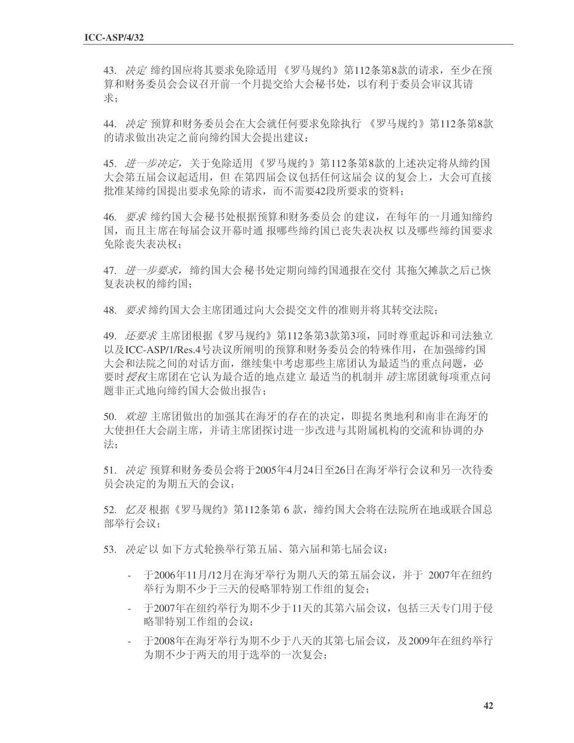43. *决定* 缔约国应将其要求免除适用《罗马规约》第112条第8款的请求，至少在预算和财务委员会会议召开前一个月提交给大会秘书处，以有利于委员会审议其请求；

44. *决定* 预算和财务委员会在大会就任何要求免除执行《罗马规约》第112条第8款的请求做出决定之前向缔约国大会提出建议；

45. *进一步决定*，关于免除适用《罗马规约》第112条第8款的上述决定将从缔约国大会第五届会议起适用，但在第四届会议包括任何这届会议的复会上，大会可直接批准某缔约国提出要求免除的请求，而不需要42段所要求的资料；

46. *要求* 缔约国大会秘书处根据预算和财务委员会的建议，在每年的一月通知缔约国，而且主席在每届会议开幕时通报哪些缔约国已丧失表决权以及哪些缔约国要求免除丧失表决权；

47. *进一步要求*，缔约国大会秘书处定期向缔约国通报在交付其拖欠摊款之后已恢复表决权的缔约国；

48. *要求* 缔约国大会主席团通过向大会提交文件的准则并将其转交法院；

49. *还要求* 主席团根据《罗马规约》第112条第3款第3项，同时尊重起诉和司法独立以及ICC-ASP/1/Res.4号决议所阐明的预算和财务委员会的特殊作用，在加强缔约国大会和法院之间的对话方面，继续集中考虑那些主席团认为最适当的重点问题，必要时*授权*主席团在它认为最合适的地点建立最适当的机制并*请*主席团就每项重点问题非正式地向缔约国大会做出报告；

50. *欢迎* 主席团做出的加强其在海牙的存在的决定，即提名奥地利和南非在海牙的大使担任大会副主席，并请主席团探讨进一步改进与其附属机构的交流和协调的办法；

51. *决定* 预算和财务委员会将于2005年4月24日至26日在海牙举行会议和另一次待委员会决定的为期五天的会议；

52. *忆及* 根据《罗马规约》第112条第 6 款，缔约国大会将在法院所在地或联合国总部举行会议；

53. *决定* 以如下方式轮换举行第五届、第六届和第七届会议：

- 于2006年11月/12月在海牙举行为期八天的第五届会议，并于 2007年在纽约举行为期不少于三天的侵略罪特别工作组的复会；
- 于2007年在纽约举行为期不少于11天的其第六届会议，包括三天专门用于侵略罪特别工作组的会议；
- 于2008年在海牙举行为期不少于八天的其第七届会议，及2009年在纽约举行为期不少于两天的用于选举的一次复会；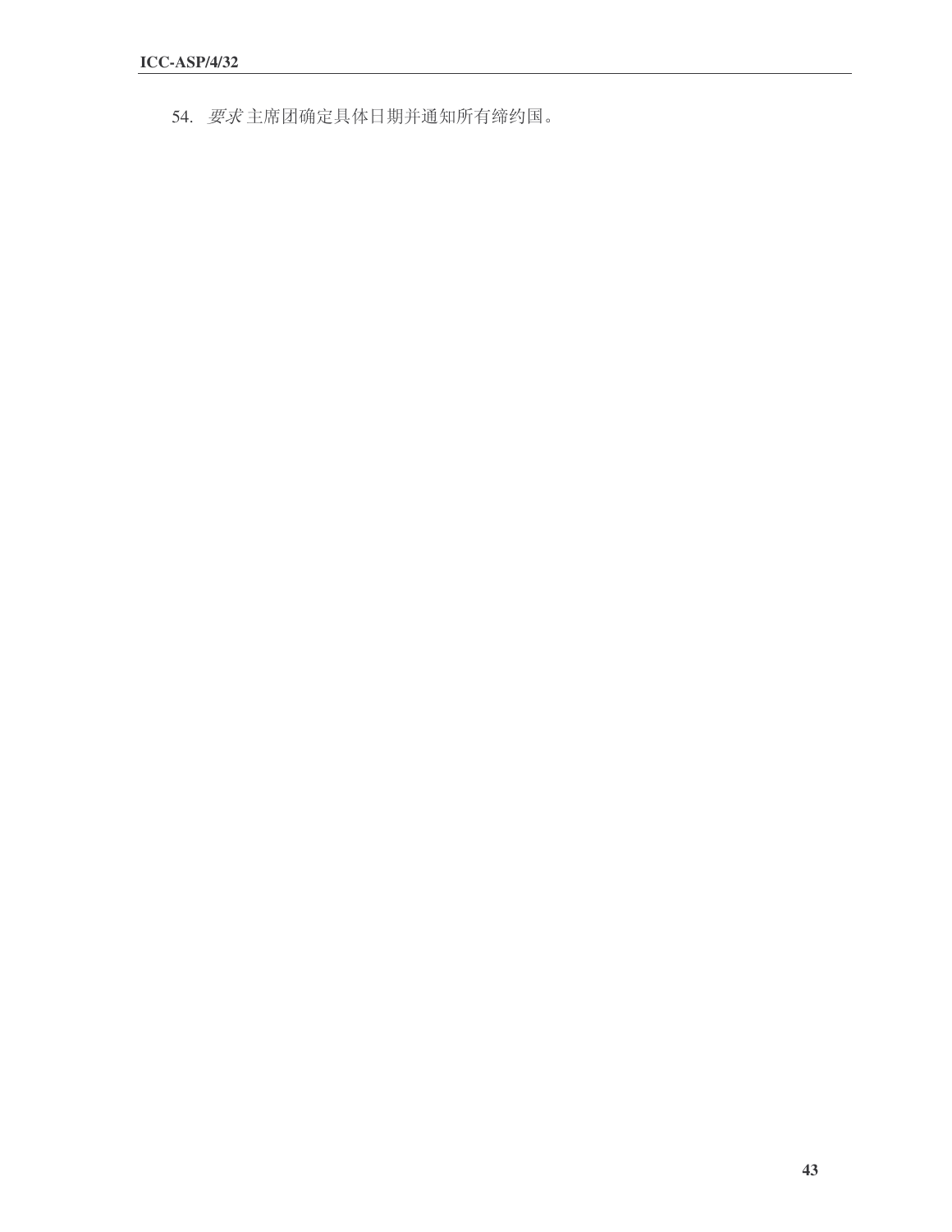54. *要求*主席团确定具体日期并通知所有缔约国。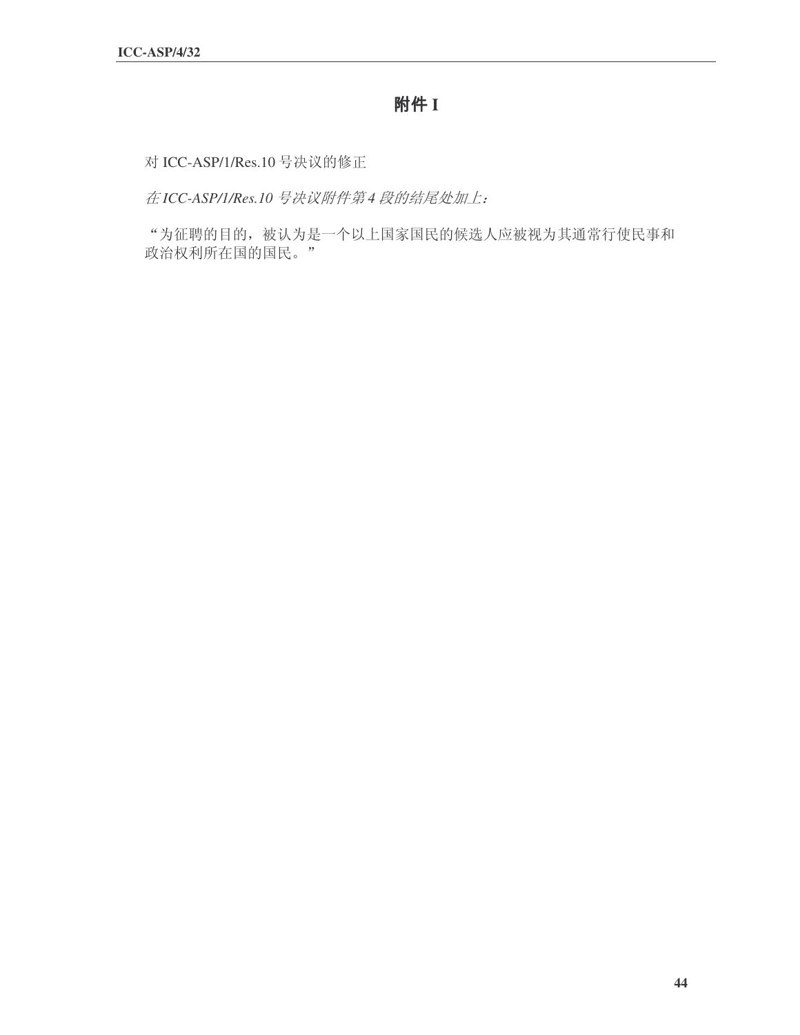# 附件 I

对 ICC-ASP/1/Res.10 号决议的修正

*在 ICC-ASP/1/Res.10 号决议附件第 4 段的结尾处加上：*

"为征聘的目的，被认为是一个以上国家国民的候选人应被视为其通常行使民事和政治权利所在国的国民。"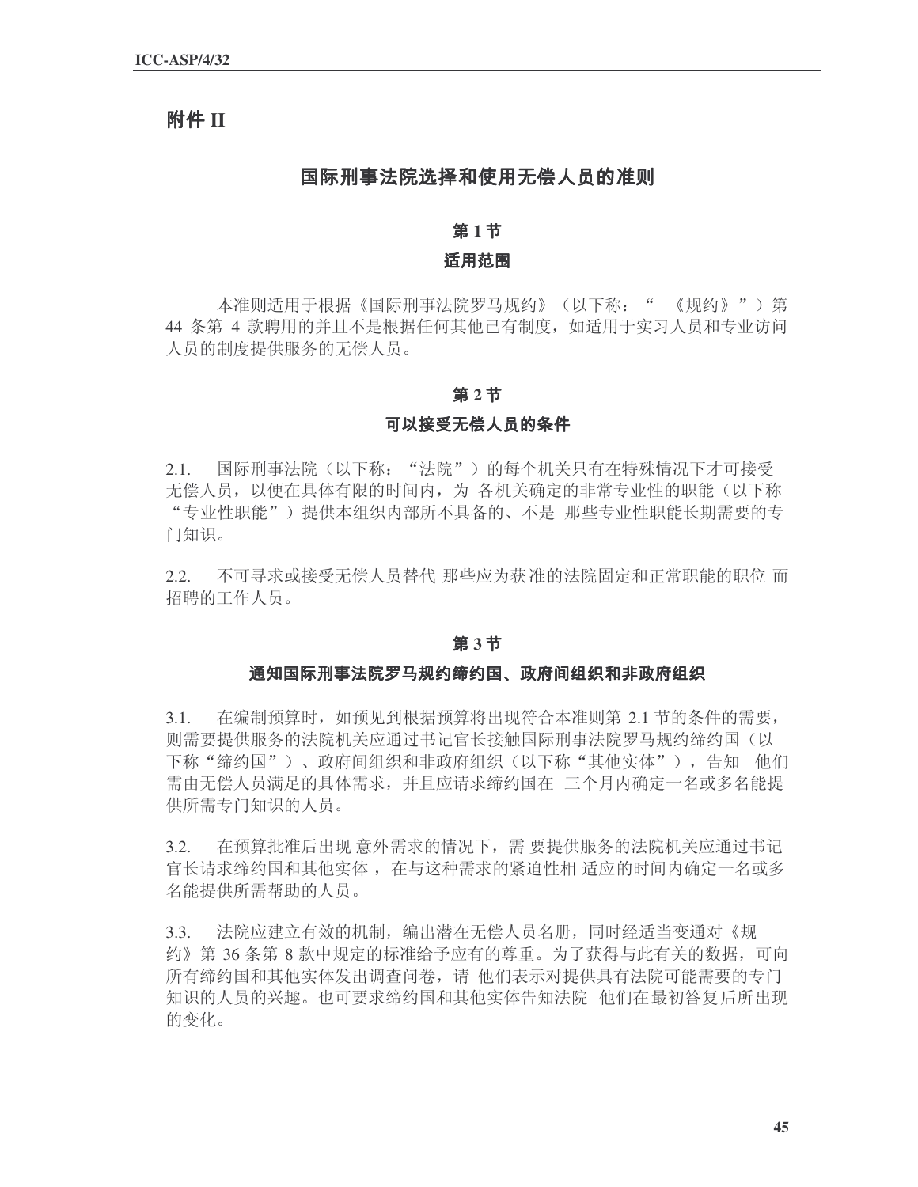# 附件 II

## 国际刑事法院选择和使用无偿人员的准则

### 第 1 节

### 适用范围

本准则适用于根据《国际刑事法院罗马规约》（以下称：“《规约》”）第 44 条第 4 款聘用的并且不是根据任何其他已有制度，如适用于实习人员和专业访问人员的制度提供服务的无偿人员。

### 第 2 节

### 可以接受无偿人员的条件

2.1. 国际刑事法院（以下称：“法院”）的每个机关只有在特殊情况下才可接受无偿人员，以便在具体有限的时间内，为各机关确定的非常专业性的职能（以下称“专业性职能”）提供本组织内部所不具备的、不是那些专业性职能长期需要的专门知识。

2.2. 不可寻求或接受无偿人员替代那些应为获准的法院固定和正常职能的职位而招聘的工作人员。

### 第 3 节

### 通知国际刑事法院罗马规约缔约国、政府间组织和非政府组织

3.1. 在编制预算时，如预见到根据预算将出现符合本准则第 2.1 节的条件的需要，则需要提供服务的法院机关应通过书记官长接触国际刑事法院罗马规约缔约国（以下称“缔约国”）、政府间组织和非政府组织（以下称“其他实体”），告知他们需由无偿人员满足的具体需求，并且应请求缔约国在三个月内确定一名或多名能提供所需专门知识的人员。

3.2. 在预算批准后出现意外需求的情况下，需要提供服务的法院机关应通过书记官长请求缔约国和其他实体，在与这种需求的紧迫性相适应的时间内确定一名或多名能提供所需帮助的人员。

3.3. 法院应建立有效的机制，编出潜在无偿人员名册，同时经适当变通对《规约》第 36 条第 8 款中规定的标准给予应有的尊重。为了获得与此有关的数据，可向所有缔约国和其他实体发出调查问卷，请他们表示对提供具有法院可能需要的专门知识的人员的兴趣。也可要求缔约国和其他实体告知法院他们在最初答复后所出现的变化。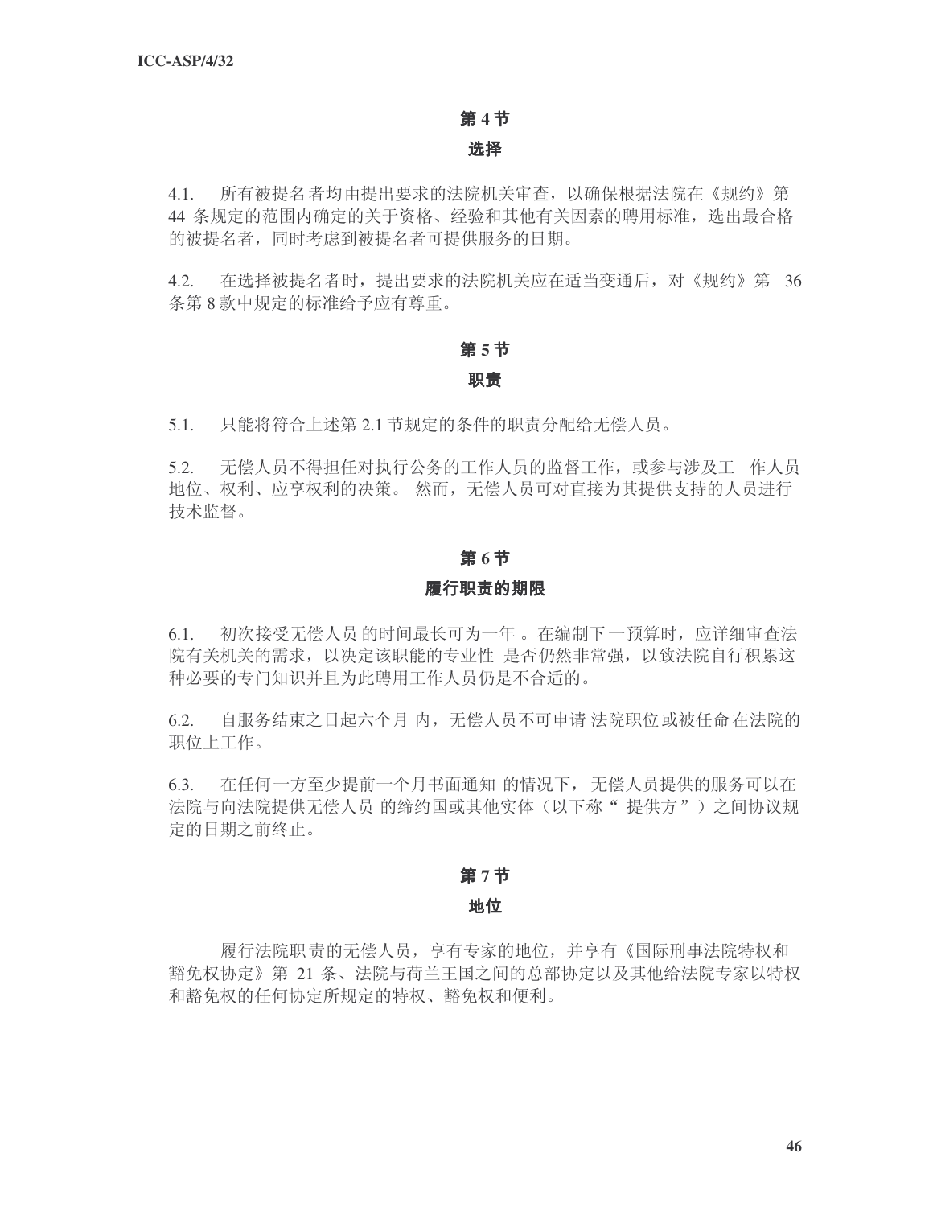## 第 4 节

## 选择

4.1. 所有被提名者均由提出要求的法院机关审查，以确保根据法院在《规约》第 44 条规定的范围内确定的关于资格、经验和其他有关因素的聘用标准，选出最合格的被提名者，同时考虑到被提名者可提供服务的日期。

4.2. 在选择被提名者时，提出要求的法院机关应在适当变通后，对《规约》第 36 条第 8 款中规定的标准给予应有尊重。

## 第 5 节

## 职责

5.1. 只能将符合上述第 2.1 节规定的条件的职责分配给无偿人员。

5.2. 无偿人员不得担任对执行公务的工作人员的监督工作，或参与涉及工作人员地位、权利、应享权利的决策。然而，无偿人员可对直接为其提供支持的人员进行技术监督。

## 第 6 节

## 履行职责的期限

6.1. 初次接受无偿人员的时间最长可为一年。在编制下一预算时，应详细审查法院有关机关的需求，以决定该职能的专业性是否仍然非常强，以致法院自行积累这种必要的专门知识并且为此聘用工作人员仍是不合适的。

6.2. 自服务结束之日起六个月内，无偿人员不可申请法院职位或被任命在法院的职位上工作。

6.3. 在任何一方至少提前一个月书面通知的情况下，无偿人员提供的服务可以在法院与向法院提供无偿人员的缔约国或其他实体（以下称“提供方”）之间协议规定的日期之前终止。

## 第 7 节

## 地位

履行法院职责的无偿人员，享有专家的地位，并享有《国际刑事法院特权和豁免权协定》第 21 条、法院与荷兰王国之间的总部协定以及其他给法院专家以特权和豁免权的任何协定所规定的特权、豁免权和便利。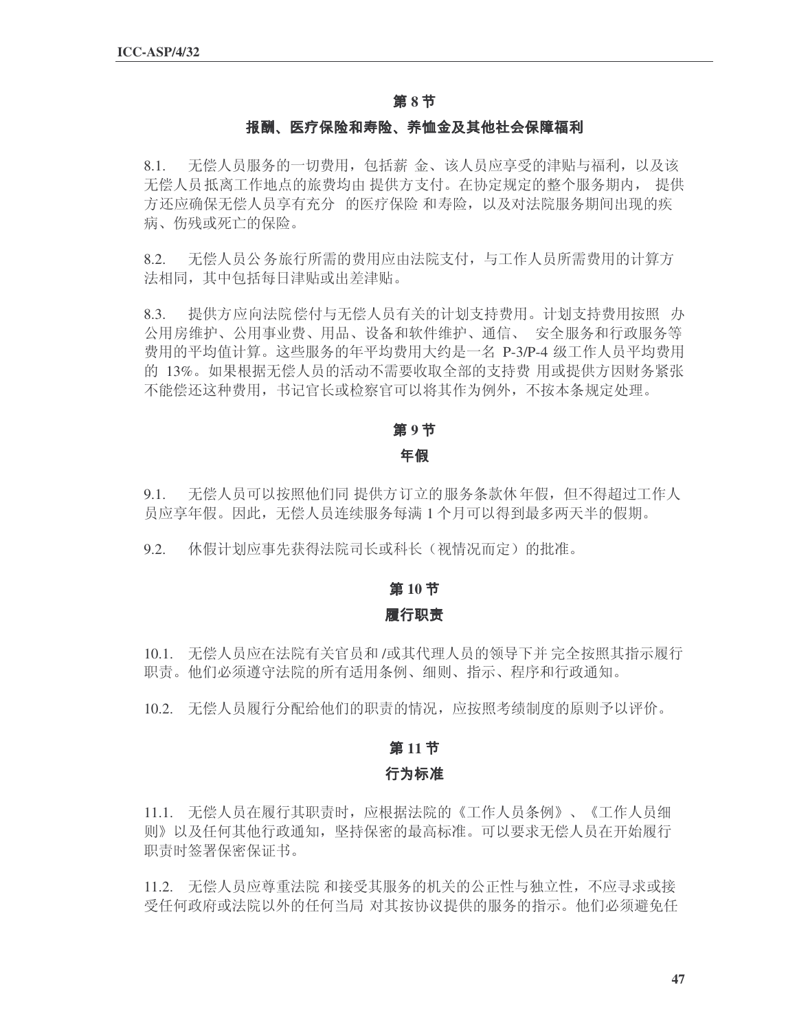## 第 8 节

### 报酬、医疗保险和寿险、养恤金及其他社会保障福利

8.1. 无偿人员服务的一切费用，包括薪金、该人员应享受的津贴与福利，以及该无偿人员抵离工作地点的旅费均由提供方支付。在协定规定的整个服务期内，提供方还应确保无偿人员享有充分的医疗保险和寿险，以及对法院服务期间出现的疾病、伤残或死亡的保险。

8.2. 无偿人员公务旅行所需的费用应由法院支付，与工作人员所需费用的计算方法相同，其中包括每日津贴或出差津贴。

8.3. 提供方应向法院偿付与无偿人员有关的计划支持费用。计划支持费用按照办公用房维护、公用事业费、用品、设备和软件维护、通信、安全服务和行政服务等费用的平均值计算。这些服务的年平均费用大约是一名 P-3/P-4 级工作人员平均费用的 13%。如果根据无偿人员的活动不需要收取全部的支持费用或提供方因财务紧张不能偿还这种费用，书记官长或检察官可以将其作为例外，不按本条规定处理。

## 第 9 节

### 年假

9.1. 无偿人员可以按照他们同提供方订立的服务条款休年假，但不得超过工作人员应享年假。因此，无偿人员连续服务每满 1 个月可以得到最多两天半的假期。

9.2. 休假计划应事先获得法院司长或科长（视情况而定）的批准。

## 第 10 节

### 履行职责

10.1. 无偿人员应在法院有关官员和/或其代理人员的领导下并完全按照其指示履行职责。他们必须遵守法院的所有适用条例、细则、指示、程序和行政通知。

10.2. 无偿人员履行分配给他们的职责的情况，应按照考绩制度的原则予以评价。

## 第 11 节

### 行为标准

11.1. 无偿人员在履行其职责时，应根据法院的《工作人员条例》、《工作人员细则》以及任何其他行政通知，坚持保密的最高标准。可以要求无偿人员在开始履行职责时签署保密保证书。

11.2. 无偿人员应尊重法院和接受其服务的机关的公正性与独立性，不应寻求或接受任何政府或法院以外的任何当局对其按协议提供的服务的指示。他们必须避免任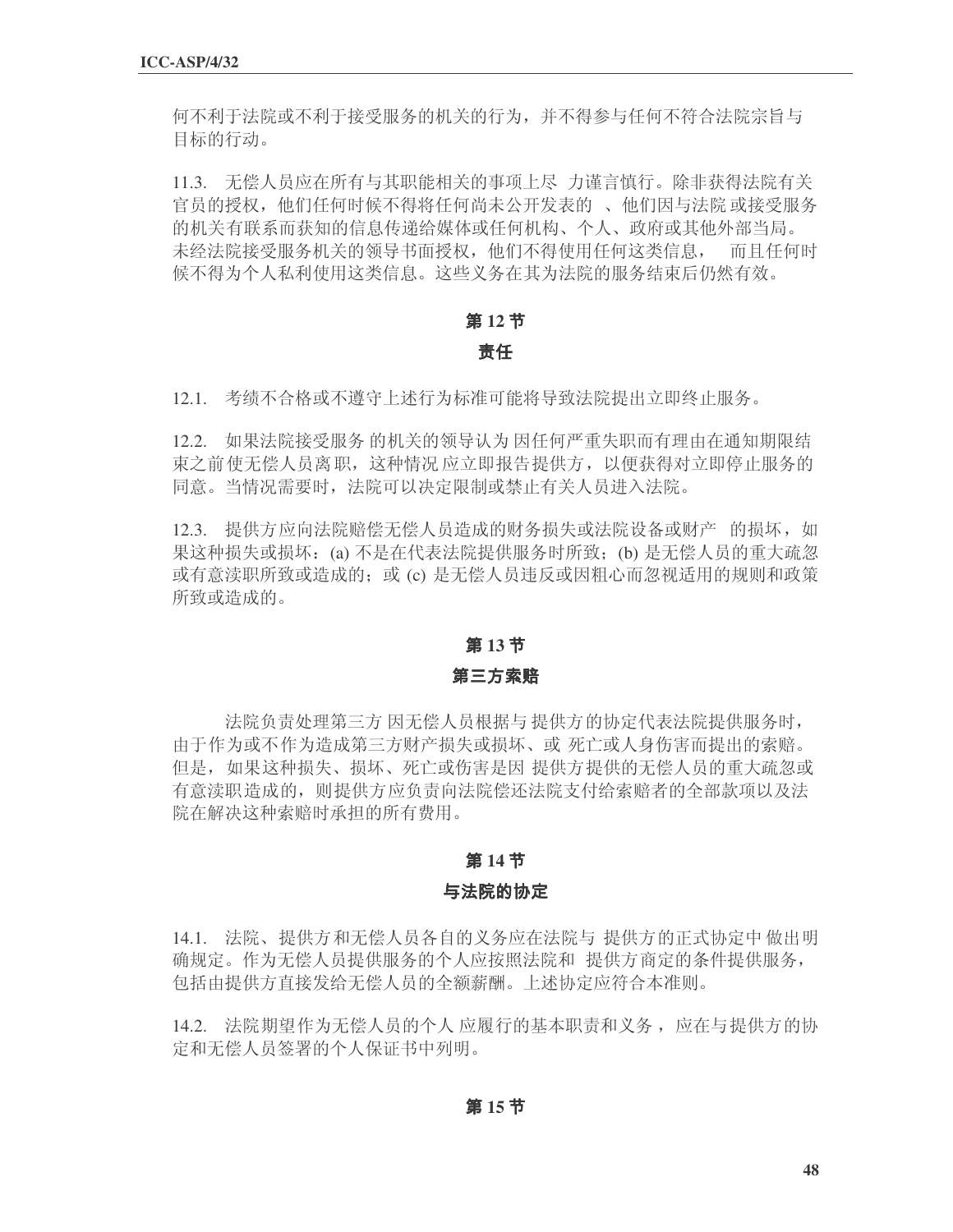何不利于法院或不利于接受服务的机关的行为，并不得参与任何不符合法院宗旨与目标的行动。

11.3. 无偿人员应在所有与其职能相关的事项上尽 力谨言慎行。除非获得法院有关官员的授权，他们任何时候不得将任何尚未公开发表的 、他们因与法院 或接受服务的机关有联系而获知的信息传递给媒体或任何机构、个人、政府或其他外部当局。未经法院接受服务机关的领导书面授权，他们不得使用任何这类信息， 而且任何时候不得为个人私利使用这类信息。这些义务在其为法院的服务结束后仍然有效。

## 第 12 节

## 责任

12.1. 考绩不合格或不遵守上述行为标准可能将导致法院提出立即终止服务。

12.2. 如果法院接受服务 的机关的领导认为 因任何严重失职而有理由在通知期限结束之前 使无偿人员离职，这种情况 应立即报告提供方，以便获得对立即停止服务的同意。当情况需要时，法院可以决定限制或禁止有关人员进入法院。

12.3. 提供方应向法院赔偿无偿人员造成的财务损失或法院设备或财产 的损坏，如果这种损失或损坏：(a) 不是在代表法院提供服务时所致；(b) 是无偿人员的重大疏忽或有意渎职所致或造成的；或 (c) 是无偿人员违反或因粗心而忽视适用的规则和政策所致或造成的。

## 第 13 节

## 第三方索赔

法院负责处理第三方 因无偿人员根据与 提供方 的协定代表法院提供服务时，由于作为或不作为造成第三方财产损失或损坏、或 死亡或人身伤害而提出的索赔。但是，如果这种损失、损坏、死亡或伤害是因 提供方提供的无偿人员的重大疏忽或有意渎职造成的，则提供方应负责向法院偿还法院支付给索赔者的全部款项以及法院在解决这种索赔时承担的所有费用。

## 第 14 节

## 与法院的协定

14.1. 法院、提供方和无偿人员各自的义务应在法院与 提供方的正式协定中 做出明确规定。作为无偿人员提供服务的个人应按照法院和 提供方商定的条件提供服务，包括由提供方直接发给无偿人员的全额薪酬。上述协定应符合本准则。

14.2. 法院期望作为无偿人员的个人 应履行的基本职责和义务 ，应在与提供方的协定和无偿人员签署的个人保证书中列明。

## 第 15 节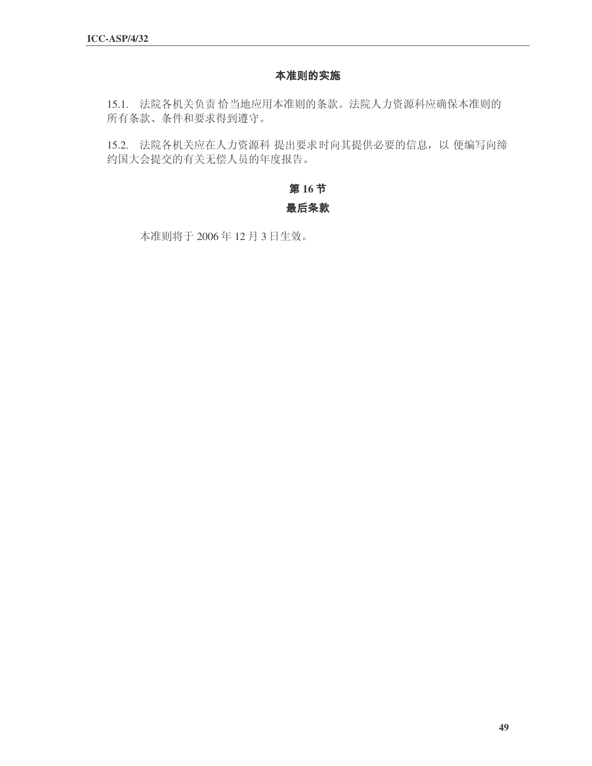## 本准则的实施

15.1. 法院各机关负责 恰当地应用本准则的条款。法院人力资源科应确保本准则的所有条款、条件和要求得到遵守。

15.2. 法院各机关应在人力资源科 提出要求时向其提供必要的信息，以 便编写向缔约国大会提交的有关无偿人员的年度报告。

## 第 16 节

## 最后条款

本准则将于 2006 年 12 月 3 日生效。